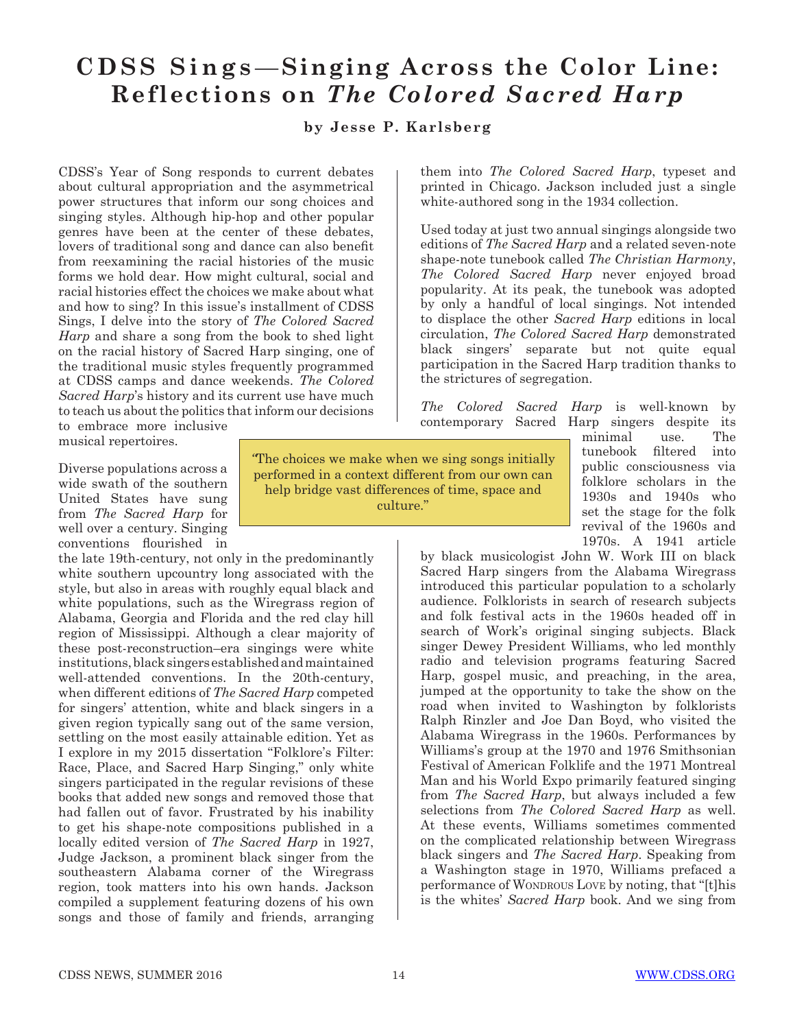# CDSS Sings—Singing Across the Color Line: Reflections on *The Colored Sacred Harp*

**by Jesse P. Karlsberg**

CDSS's Year of Song responds to current debates about cultural appropriation and the asymmetrical power structures that inform our song choices and singing styles. Although hip-hop and other popular genres have been at the center of these debates, lovers of traditional song and dance can also benefit from reexamining the racial histories of the music forms we hold dear. How might cultural, social and racial histories effect the choices we make about what and how to sing? In this issue's installment of CDSS Sings, I delve into the story of *The Colored Sacred Harp* and share a song from the book to shed light on the racial history of Sacred Harp singing, one of the traditional music styles frequently programmed at CDSS camps and dance weekends. *The Colored Sacred Harp*'s history and its current use have much to teach us about the politics that inform our decisions to embrace more inclusive musical repertoires.

Diverse populations across a wide swath of the southern United States have sung from *The Sacred Harp* for well over a century. Singing conventions flourished in the late 19th-century, not only in the predominantly white southern upcountry long associated with the style, but also in areas with roughly equal black and white populations, such as the Wiregrass region of Alabama, Georgia and Florida and the red clay hill region of Mississippi. Although a clear majority of these post-reconstruction–era singings were white institutions, black singers established and maintained well-attended conventions. In the 20th-century, when different editions of *The Sacred Harp* competed for singers' attention, white and black singers in a given region typically sang out of the same version, settling on the most easily attainable edition. Yet as I explore in my 2015 dissertation "Folklore's Filter: Race, Place, and Sacred Harp Singing," only white singers participated in the regular revisions of these books that added new songs and removed those that had fallen out of favor. Frustrated by his inability to get his shape-note compositions published in a locally edited version of *The Sacred Harp* in 1927, Judge Jackson, a prominent black singer from the southeastern Alabama corner of the Wiregrass region, took matters into his own hands. Jackson compiled a supplement featuring dozens of his own songs and those of family and friends, arranging them into *The Colored Sacred Harp*, typeset and printed in Chicago. Jackson included just a single white-authored song in the 1934 collection.

Used today at just two annual singings alongside two editions of *The Sacred Harp* and a related seven-note shape-note tunebook called *The Christian Harmony*, *The Colored Sacred Harp* never enjoyed broad popularity. At its peak, the tunebook was adopted by only a handful of local singings. Not intended to displace the other *Sacred Harp* editions in local circulation, *The Colored Sacred Harp* demonstrated black singers' separate but not quite equal participation in the Sacred Harp tradition thanks to the strictures of segregation.

> "The choices we make when we sing songs initially performed in a context different from our own can help bridge vast differences of time, space and culture."

*The Colored Sacred Harp* is well-known by contemporary Sacred Harp singers despite its minimal use. The tunebook filtered into public consciousness via folklore scholars in the 1930s and 1940s who set the stage for the folk revival of the 1960s and 1970s. A 1941 article by black musicologist John W. Work III on black Sacred Harp singers from the Alabama Wiregrass introduced this particular population to a scholarly audience. Folklorists in search of research subjects and folk festival acts in the 1960s headed off in search of Work's original singing subjects. Black singer Dewey President Williams, who led monthly radio and television programs featuring Sacred Harp, gospel music, and preaching, in the area, jumped at the opportunity to take the show on the road when invited to Washington by folklorists Ralph Rinzler and Joe Dan Boyd, who visited the Alabama Wiregrass in the 1960s. Performances by Williams's group at the 1970 and 1976 Smithsonian Festival of American Folklife and the 1971 Montreal Man and his World Expo primarily featured singing from *The Sacred Harp*, but always included a few selections from *The Colored Sacred Harp* as well. At these events, Williams sometimes commented on the complicated relationship between Wiregrass black singers and *The Sacred Harp*. Speaking from a Washington stage in 1970, Williams prefaced a performance of Wondrous Love by noting, that "[t]his is the whites' *Sacred Harp* book. And we sing from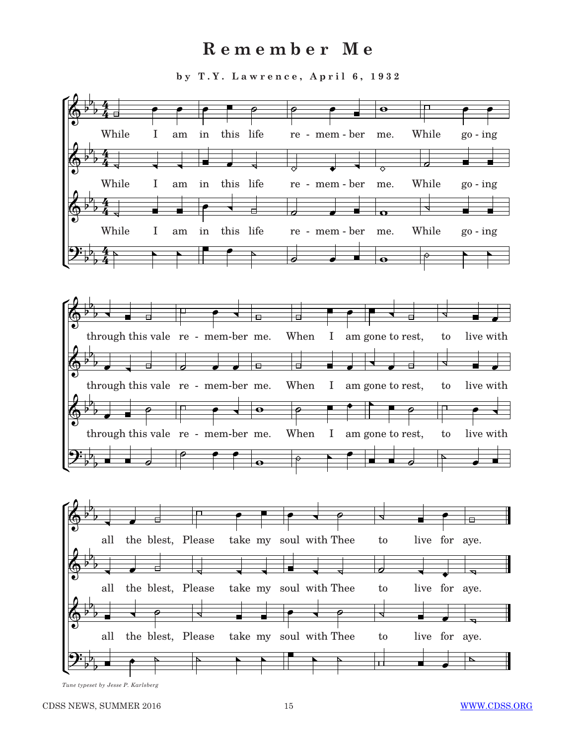# Remember Me

**by T.Y. Lawrence, April 6, 1932**

While I am in this life re - mem - ber me. While go - ing through this vale re - mem-ber me. When I am gone to rest, to live with all the blest, Please take my soul with Thee to live for aye.

*Tune typeset by Jesse P. Karlsberg*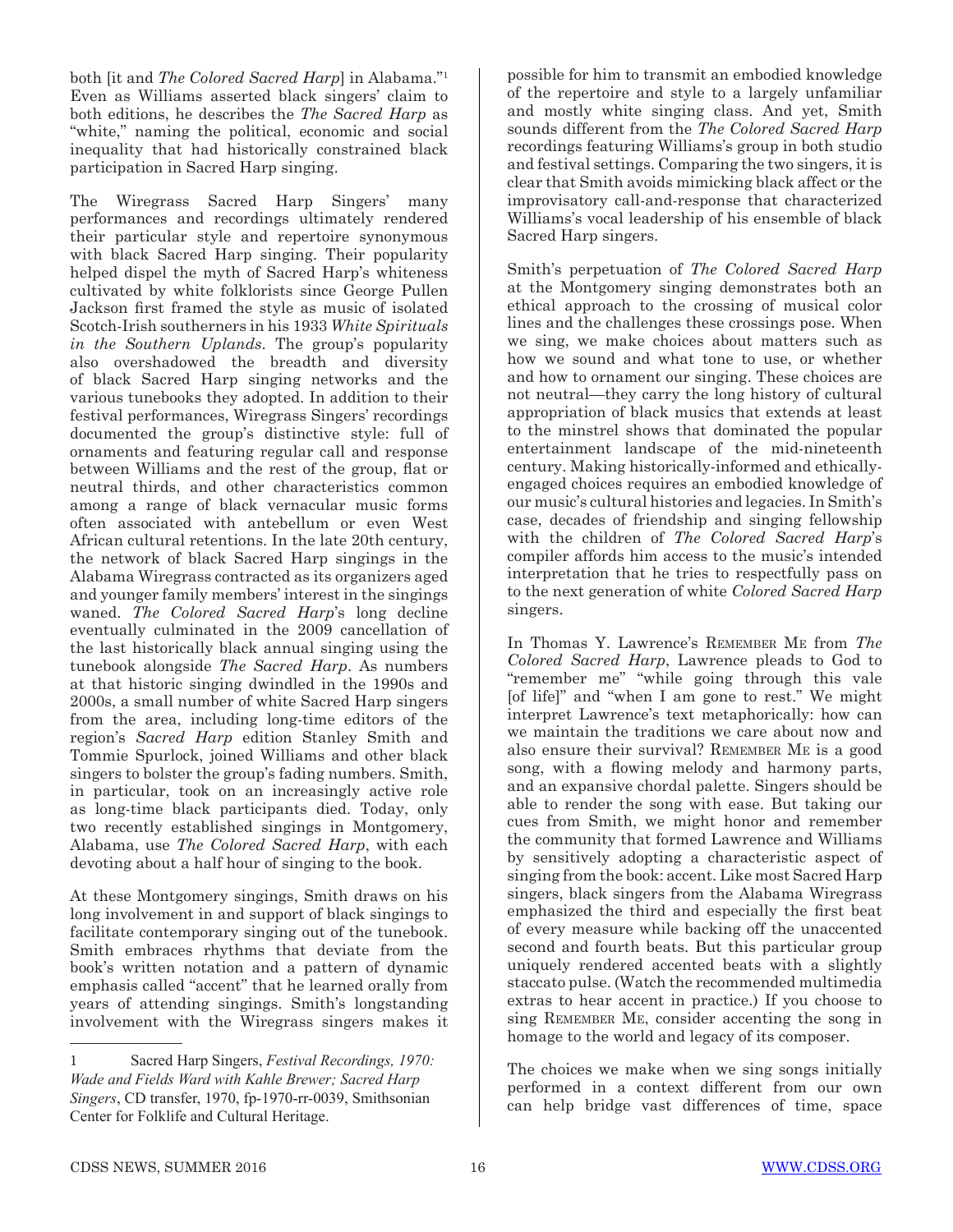both [it and *The Colored Sacred Harp*] in Alabama."[1] Even as Williams asserted black singers' claim to both editions, he describes the *The Sacred Harp* as "white," naming the political, economic and social inequality that had historically constrained black participation in Sacred Harp singing.

The Wiregrass Sacred Harp Singers' many performances and recordings ultimately rendered their particular style and repertoire synonymous with black Sacred Harp singing. Their popularity helped dispel the myth of Sacred Harp's whiteness cultivated by white folklorists since George Pullen Jackson first framed the style as music of isolated Scotch-Irish southerners in his 1933 *White Spirituals in the Southern Uplands*. The group's popularity also overshadowed the breadth and diversity of black Sacred Harp singing networks and the various tunebooks they adopted. In addition to their festival performances, Wiregrass Singers' recordings documented the group's distinctive style: full of ornaments and featuring regular call and response between Williams and the rest of the group, flat or neutral thirds, and other characteristics common among a range of black vernacular music forms often associated with antebellum or even West African cultural retentions. In the late 20th century, the network of black Sacred Harp singings in the Alabama Wiregrass contracted as its organizers aged and younger family members' interest in the singings waned. *The Colored Sacred Harp*'s long decline eventually culminated in the 2009 cancellation of the last historically black annual singing using the tunebook alongside *The Sacred Harp*. As numbers at that historic singing dwindled in the 1990s and 2000s, a small number of white Sacred Harp singers from the area, including long-time editors of the region's *Sacred Harp* edition Stanley Smith and Tommie Spurlock, joined Williams and other black singers to bolster the group's fading numbers. Smith, in particular, took on an increasingly active role as long-time black participants died. Today, only two recently established singings in Montgomery, Alabama, use *The Colored Sacred Harp*, with each devoting about a half hour of singing to the book.

At these Montgomery singings, Smith draws on his long involvement in and support of black singings to facilitate contemporary singing out of the tunebook. Smith embraces rhythms that deviate from the book's written notation and a pattern of dynamic emphasis called "accent" that he learned orally from years of attending singings. Smith's longstanding involvement with the Wiregrass singers makes it possible for him to transmit an embodied knowledge of the repertoire and style to a largely unfamiliar and mostly white singing class. And yet, Smith sounds different from the *The Colored Sacred Harp* recordings featuring Williams's group in both studio and festival settings. Comparing the two singers, it is clear that Smith avoids mimicking black affect or the improvisatory call-and-response that characterized Williams's vocal leadership of his ensemble of black Sacred Harp singers.

Smith's perpetuation of *The Colored Sacred Harp* at the Montgomery singing demonstrates both an ethical approach to the crossing of musical color lines and the challenges these crossings pose. When we sing, we make choices about matters such as how we sound and what tone to use, or whether and how to ornament our singing. These choices are not neutral—they carry the long history of cultural appropriation of black musics that extends at least to the minstrel shows that dominated the popular entertainment landscape of the mid-nineteenth century. Making historically-informed and ethically-engaged choices requires an embodied knowledge of our music's cultural histories and legacies. In Smith's case, decades of friendship and singing fellowship with the children of *The Colored Sacred Harp*'s compiler affords him access to the music's intended interpretation that he tries to respectfully pass on to the next generation of white *Colored Sacred Harp* singers.

In Thomas Y. Lawrence's Remember Me from *The Colored Sacred Harp*, Lawrence pleads to God to "remember me" "while going through this vale [of life]" and "when I am gone to rest." We might interpret Lawrence's text metaphorically: how can we maintain the traditions we care about now and also ensure their survival? Remember Me is a good song, with a flowing melody and harmony parts, and an expansive chordal palette. Singers should be able to render the song with ease. But taking our cues from Smith, we might honor and remember the community that formed Lawrence and Williams by sensitively adopting a characteristic aspect of singing from the book: accent. Like most Sacred Harp singers, black singers from the Alabama Wiregrass emphasized the third and especially the first beat of every measure while backing off the unaccented second and fourth beats. But this particular group uniquely rendered accented beats with a slightly staccato pulse. (Watch the recommended multimedia extras to hear accent in practice.) If you choose to sing Remember Me, consider accenting the song in homage to the world and legacy of its composer.

The choices we make when we sing songs initially performed in a context different from our own can help bridge vast differences of time, space

---

1 Sacred Harp Singers, *Festival Recordings, 1970: Wade and Fields Ward with Kahle Brewer; Sacred Harp Singers*, CD transfer, 1970, fp-1970-rr-0039, Smithsonian Center for Folklife and Cultural Heritage.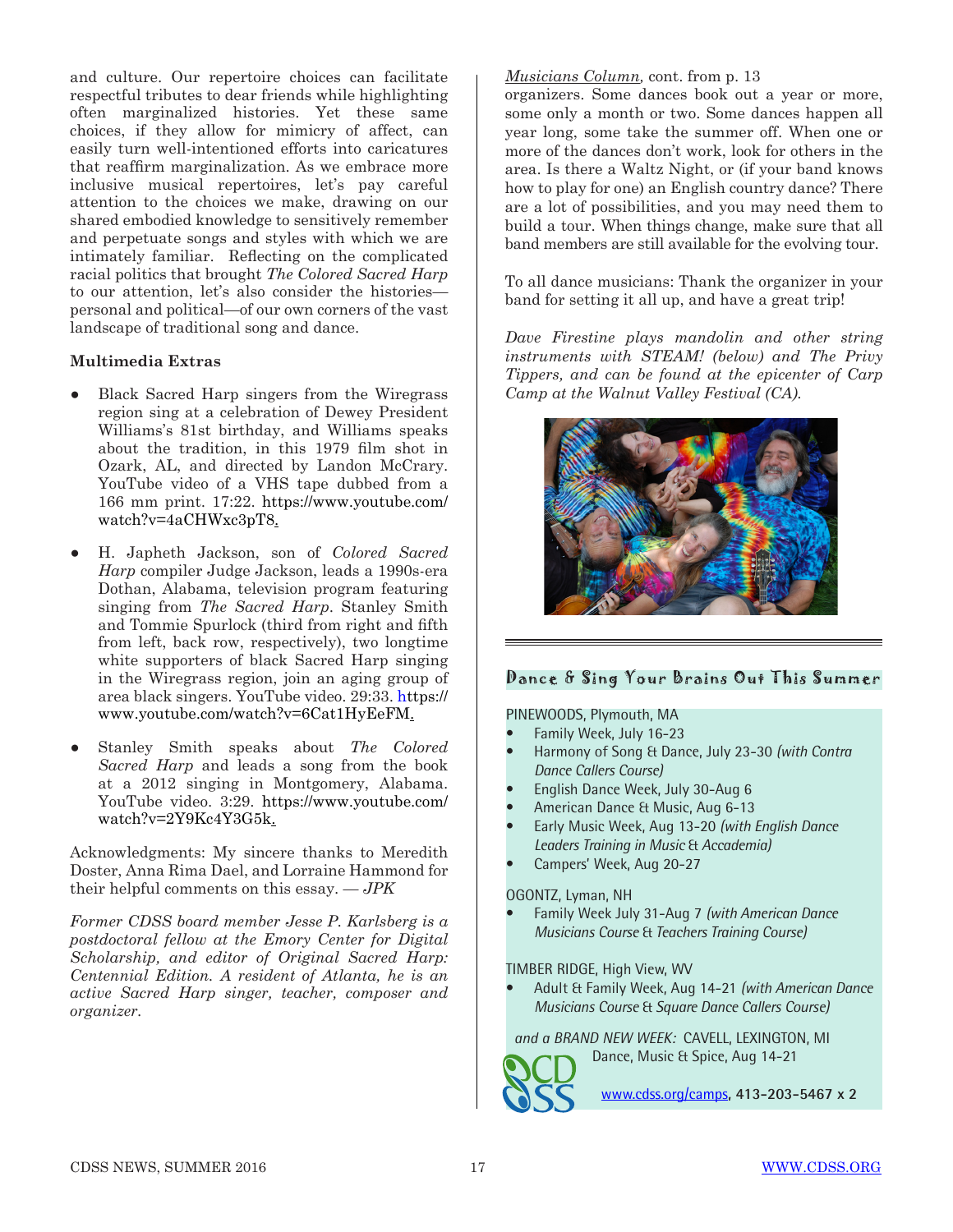and culture. Our repertoire choices can facilitate respectful tributes to dear friends while highlighting often marginalized histories. Yet these same choices, if they allow for mimicry of affect, can easily turn well-intentioned efforts into caricatures that reaffirm marginalization. As we embrace more inclusive musical repertoires, let's pay careful attention to the choices we make, drawing on our shared embodied knowledge to sensitively remember and perpetuate songs and styles with which we are intimately familiar. Reflecting on the complicated racial politics that brought *The Colored Sacred Harp* to our attention, let's also consider the histories—personal and political—of our own corners of the vast landscape of traditional song and dance.

**Multimedia Extras**

- Black Sacred Harp singers from the Wiregrass region sing at a celebration of Dewey President Williams's 81st birthday, and Williams speaks about the tradition, in this 1979 film shot in Ozark, AL, and directed by Landon McCrary. YouTube video of a VHS tape dubbed from a 166 mm print. 17:22. https://www.youtube.com/watch?v=4aCHWxc3pT8.
- H. Japheth Jackson, son of *Colored Sacred Harp* compiler Judge Jackson, leads a 1990s-era Dothan, Alabama, television program featuring singing from *The Sacred Harp*. Stanley Smith and Tommie Spurlock (third from right and fifth from left, back row, respectively), two longtime white supporters of black Sacred Harp singing in the Wiregrass region, join an aging group of area black singers. YouTube video. 29:33. https://www.youtube.com/watch?v=6Cat1HyEeFM.
- Stanley Smith speaks about *The Colored Sacred Harp* and leads a song from the book at a 2012 singing in Montgomery, Alabama. YouTube video. 3:29. https://www.youtube.com/watch?v=2Y9Kc4Y3G5k.

Acknowledgments: My sincere thanks to Meredith Doster, Anna Rima Dael, and Lorraine Hammond for their helpful comments on this essay. — *JPK*

*Former CDSS board member Jesse P. Karlsberg is a postdoctoral fellow at the Emory Center for Digital Scholarship, and editor of Original Sacred Harp: Centennial Edition. A resident of Atlanta, he is an active Sacred Harp singer, teacher, composer and organizer.*

*Musicians Column*, cont. from p. 13

organizers. Some dances book out a year or more, some only a month or two. Some dances happen all year long, some take the summer off. When one or more of the dances don't work, look for others in the area. Is there a Waltz Night, or (if your band knows how to play for one) an English country dance? There are a lot of possibilities, and you may need them to build a tour. When things change, make sure that all band members are still available for the evolving tour.

To all dance musicians: Thank the organizer in your band for setting it all up, and have a great trip!

*Dave Firestine plays mandolin and other string instruments with STEAM! (below) and The Privy Tippers, and can be found at the epicenter of Carp Camp at the Walnut Valley Festival (CA).*

## Dance & Sing Your Brains Out This Summer

PINEWOODS, Plymouth, MA

- Family Week, July 16-23
- Harmony of Song & Dance, July 23-30 *(with Contra Dance Callers Course)*
- English Dance Week, July 30-Aug 6
- American Dance & Music, Aug 6-13
- Early Music Week, Aug 13-20 *(with English Dance Leaders Training in Music & Accademia)*
- Campers' Week, Aug 20-27

OGONTZ, Lyman, NH

- Family Week July 31-Aug 7 *(with American Dance Musicians Course & Teachers Training Course)*

TIMBER RIDGE, High View, WV

- Adult & Family Week, Aug 14-21 *(with American Dance Musicians Course & Square Dance Callers Course)*

*and a BRAND NEW WEEK:* CAVELL, LEXINGTON, MI
Dance, Music & Spice, Aug 14-21

www.cdss.org/camps, **413-203-5467 x 2**